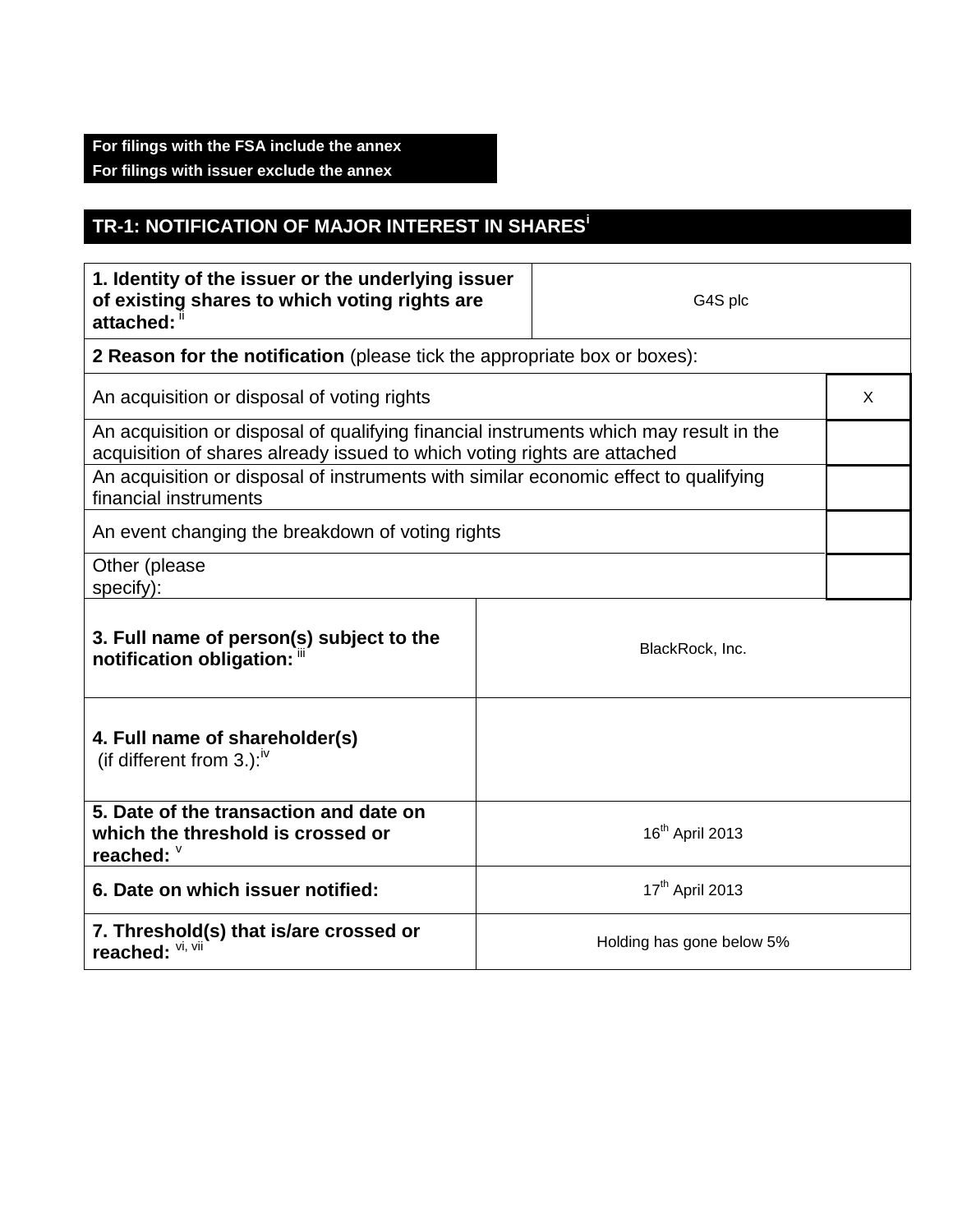**For filings with the FSA include the annex**
**For filings with issuer exclude the annex**

## TR-1: NOTIFICATION OF MAJOR INTEREST IN SHARES[i]

| **1. Identity of the issuer or the underlying issuer of existing shares to which voting rights are attached:** [ii] | G4S plc |
|---|---|

**2 Reason for the notification** (please tick the appropriate box or boxes):

| | |
|---|---|
| An acquisition or disposal of voting rights | X |
| An acquisition or disposal of qualifying financial instruments which may result in the acquisition of shares already issued to which voting rights are attached | |
| An acquisition or disposal of instruments with similar economic effect to qualifying financial instruments | |
| An event changing the breakdown of voting rights | |
| Other (please specify): | |

| | |
|---|---|
| **3. Full name of person(s) subject to the notification obligation:** [iii] | BlackRock, Inc. |
| **4. Full name of shareholder(s)** (if different from 3.):[iv] | |
| **5. Date of the transaction and date on which the threshold is crossed or reached:** [v] | 16th April 2013 |
| **6. Date on which issuer notified:** | 17th April 2013 |
| **7. Threshold(s) that is/are crossed or reached:** [vi, vii] | Holding has gone below 5% |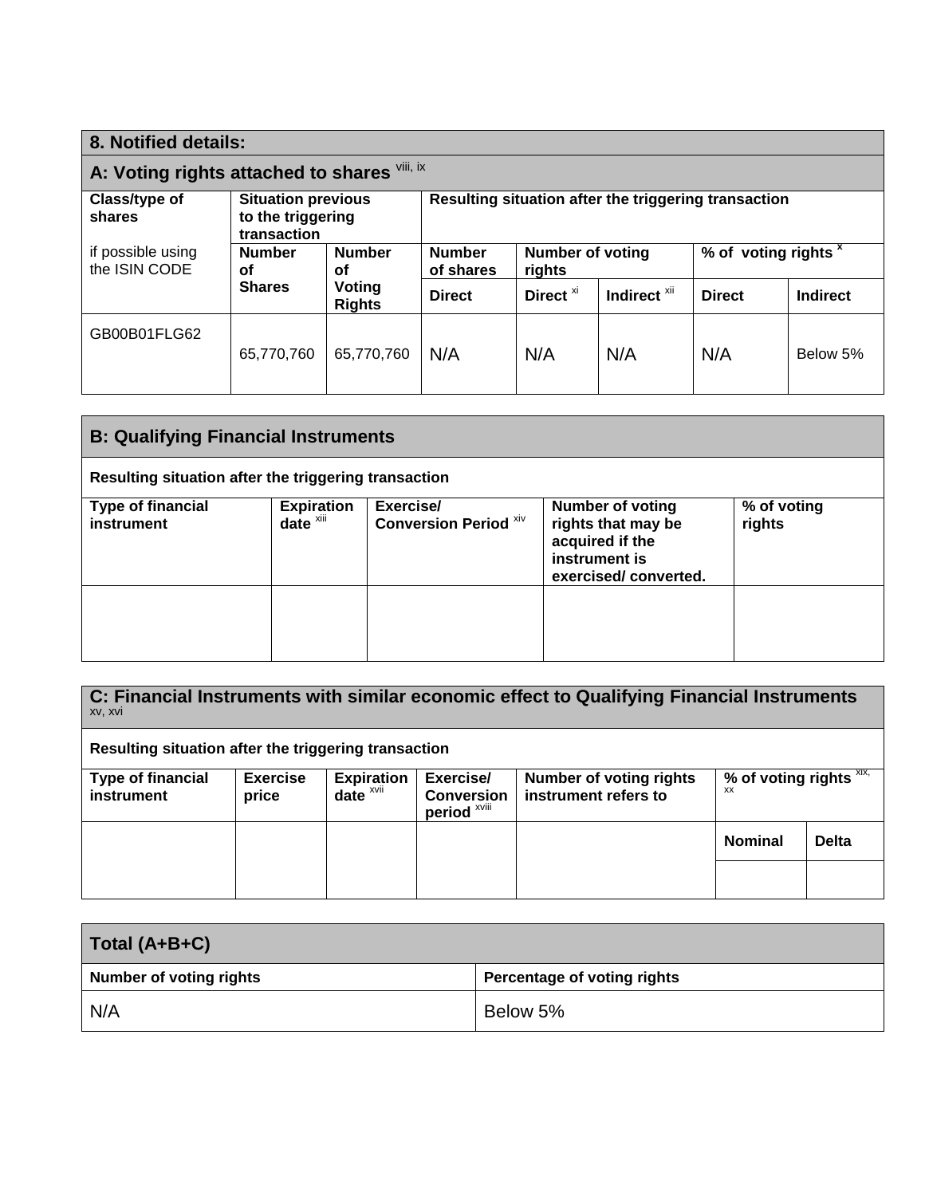## 8. Notified details:

### A: Voting rights attached to shares [viii, ix]

| Class/type of shares<br><br>if possible using the ISIN CODE | Situation previous to the triggering transaction | | Resulting situation after the triggering transaction | | | | |
|---|---|---|---|---|---|---|---|
| | Number of Shares | Number of Voting Rights | Number of shares | Number of voting rights | | % of voting rights [x] | |
| | | | Direct | Direct [xi] | Indirect [xii] | Direct | Indirect |
| GB00B01FLG62 | 65,770,760 | 65,770,760 | N/A | N/A | N/A | N/A | Below 5% |

### B: Qualifying Financial Instruments

| Resulting situation after the triggering transaction | | | | |
|---|---|---|---|---|
| Type of financial instrument | Expiration date [xiii] | Exercise/ Conversion Period [xiv] | Number of voting rights that may be acquired if the instrument is exercised/ converted. | % of voting rights |
| | | | | |

### C: Financial Instruments with similar economic effect to Qualifying Financial Instruments [xv, xvi]

| Resulting situation after the triggering transaction | | | | | | |
|---|---|---|---|---|---|---|
| Type of financial instrument | Exercise price | Expiration date [xvii] | Exercise/ Conversion period [xviii] | Number of voting rights instrument refers to | % of voting rights [xix, xx] | |
| | | | | | Nominal | Delta |
| | | | | | | |

### Total (A+B+C)

| Number of voting rights | Percentage of voting rights |
|---|---|
| N/A | Below 5% |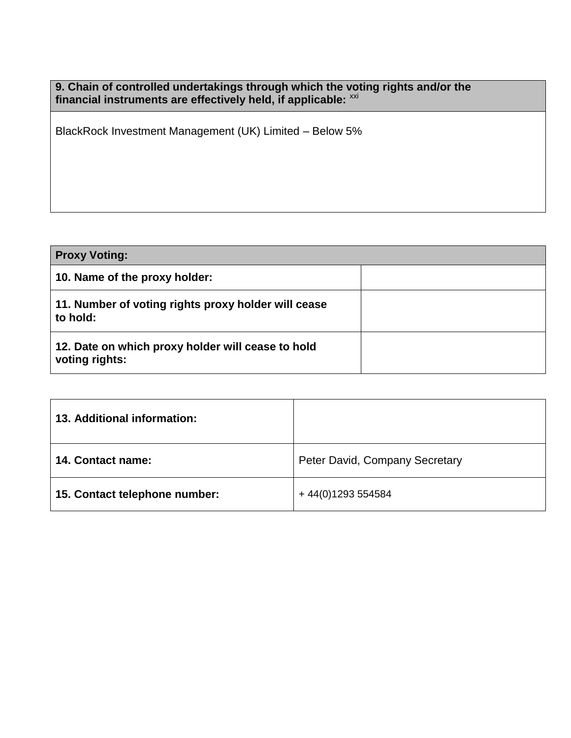| 9. Chain of controlled undertakings through which the voting rights and/or the financial instruments are effectively held, if applicable: [xxi] |
|---|
| BlackRock Investment Management (UK) Limited – Below 5% |

| Proxy Voting: | |
|---|---|
| **10. Name of the proxy holder:** | |
| **11. Number of voting rights proxy holder will cease to hold:** | |
| **12. Date on which proxy holder will cease to hold voting rights:** | |

| | |
|---|---|
| **13. Additional information:** | |
| **14. Contact name:** | Peter David, Company Secretary |
| **15. Contact telephone number:** | + 44(0)1293 554584 |